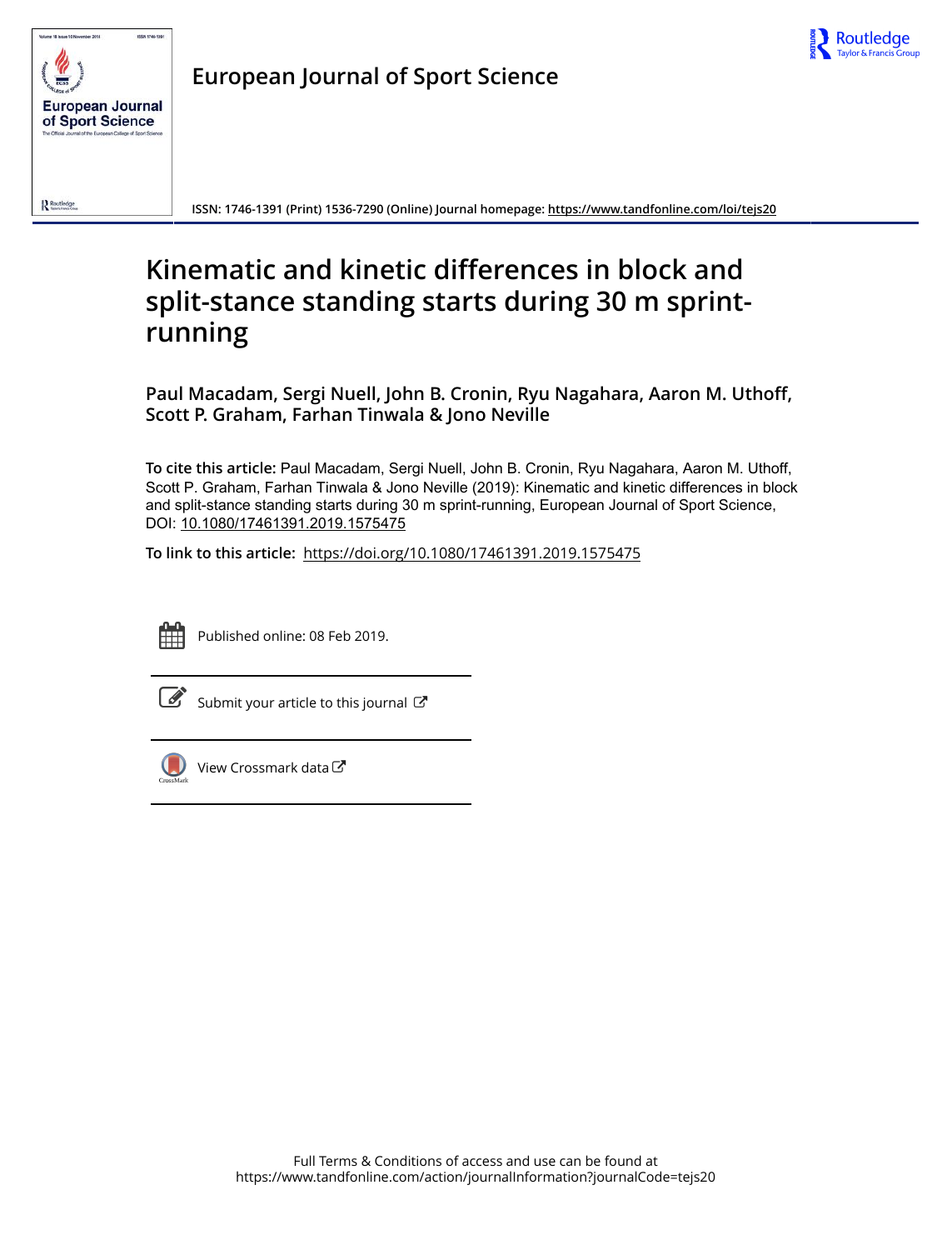European Journal of Sport Science

ISSN: 1746-1391 (Print) 1536-7290 (Online) Journal homepage: https://www.tandfonline.com/loi/tejs20

# Kinematic and kinetic differences in block and split-stance standing starts during 30 m sprint-running

**Paul Macadam, Sergi Nuell, John B. Cronin, Ryu Nagahara, Aaron M. Uthoff, Scott P. Graham, Farhan Tinwala & Jono Neville**

**To cite this article:** Paul Macadam, Sergi Nuell, John B. Cronin, Ryu Nagahara, Aaron M. Uthoff, Scott P. Graham, Farhan Tinwala & Jono Neville (2019): Kinematic and kinetic differences in block and split-stance standing starts during 30 m sprint-running, European Journal of Sport Science, DOI: 10.1080/17461391.2019.1575475

**To link to this article:** https://doi.org/10.1080/17461391.2019.1575475

Published online: 08 Feb 2019.

Submit your article to this journal

View Crossmark data

Full Terms & Conditions of access and use can be found at https://www.tandfonline.com/action/journalInformation?journalCode=tejs20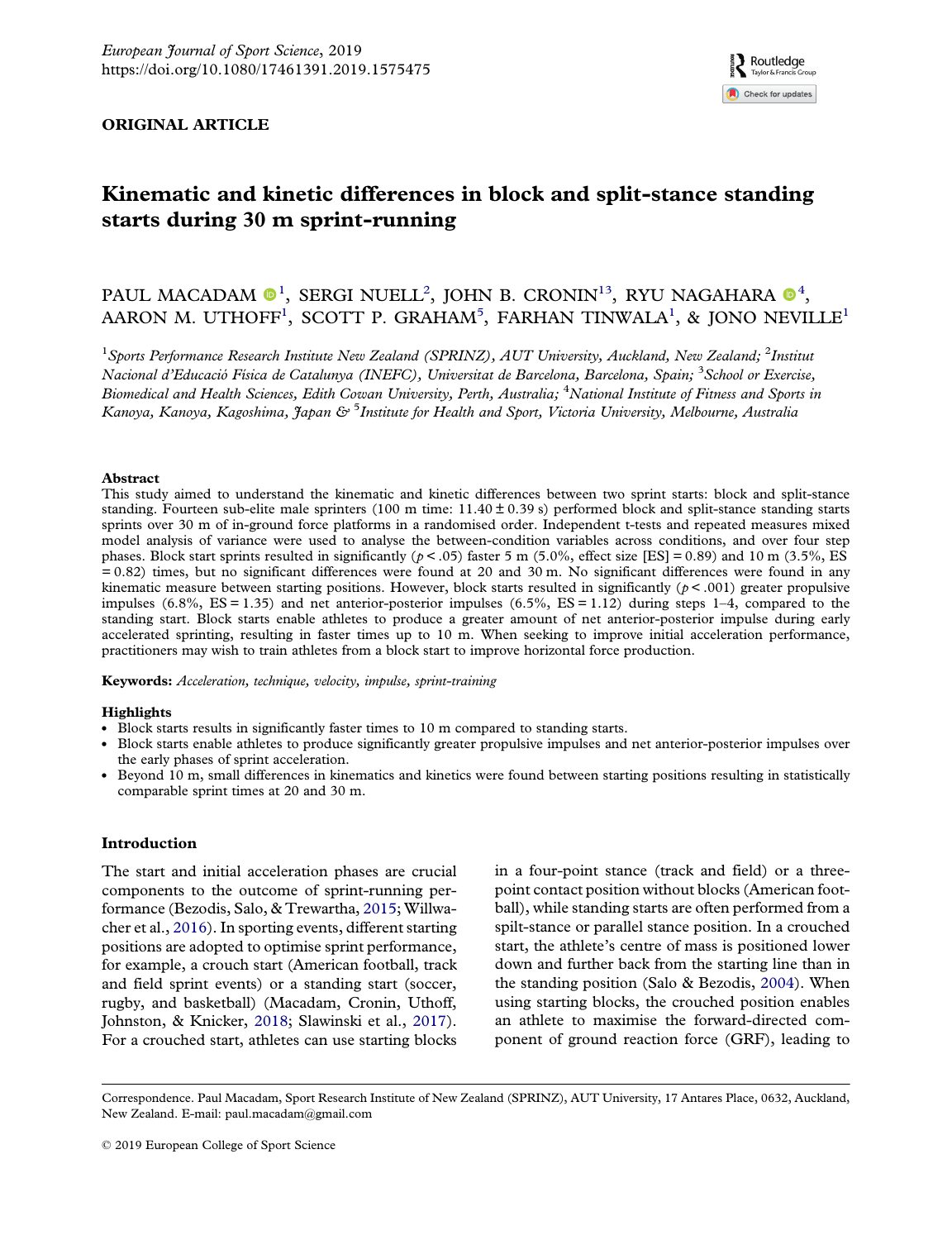ORIGINAL ARTICLE

# Kinematic and kinetic differences in block and split-stance standing starts during 30 m sprint-running

PAUL MACADAM[1], SERGI NUELL[2], JOHN B. CRONIN[1,3], RYU NAGAHARA[4], AARON M. UTHOFF[1], SCOTT P. GRAHAM[5], FARHAN TINWALA[1], & JONO NEVILLE[1]

[1]*Sports Performance Research Institute New Zealand (SPRINZ), AUT University, Auckland, New Zealand;* [2]*Institut Nacional d'Educació Fisica de Catalunya (INEFC), Universitat de Barcelona, Barcelona, Spain;* [3]*School or Exercise, Biomedical and Health Sciences, Edith Cowan University, Perth, Australia;* [4]*National Institute of Fitness and Sports in Kanoya, Kanoya, Kagoshima, Japan &* [5]*Institute for Health and Sport, Victoria University, Melbourne, Australia*

## Abstract

This study aimed to understand the kinematic and kinetic differences between two sprint starts: block and split-stance standing. Fourteen sub-elite male sprinters (100 m time: 11.40 ± 0.39 s) performed block and split-stance standing starts sprints over 30 m of in-ground force platforms in a randomised order. Independent t-tests and repeated measures mixed model analysis of variance were used to analyse the between-condition variables across conditions, and over four step phases. Block start sprints resulted in significantly ($p < .05$) faster 5 m (5.0%, effect size [ES] = 0.89) and 10 m (3.5%, ES = 0.82) times, but no significant differences were found at 20 and 30 m. No significant differences were found in any kinematic measure between starting positions. However, block starts resulted in significantly ($p < .001$) greater propulsive impulses (6.8%, ES = 1.35) and net anterior-posterior impulses (6.5%, ES = 1.12) during steps 1–4, compared to the standing start. Block starts enable athletes to produce a greater amount of net anterior-posterior impulse during early accelerated sprinting, resulting in faster times up to 10 m. When seeking to improve initial acceleration performance, practitioners may wish to train athletes from a block start to improve horizontal force production.

**Keywords:** *Acceleration, technique, velocity, impulse, sprint-training*

## Highlights

- Block starts results in significantly faster times to 10 m compared to standing starts.
- Block starts enable athletes to produce significantly greater propulsive impulses and net anterior-posterior impulses over the early phases of sprint acceleration.
- Beyond 10 m, small differences in kinematics and kinetics were found between starting positions resulting in statistically comparable sprint times at 20 and 30 m.

## Introduction

The start and initial acceleration phases are crucial components to the outcome of sprint-running performance (Bezodis, Salo, & Trewartha, 2015; Willwacher et al., 2016). In sporting events, different starting positions are adopted to optimise sprint performance, for example, a crouch start (American football, track and field sprint events) or a standing start (soccer, rugby, and basketball) (Macadam, Cronin, Uthoff, Johnston, & Knicker, 2018; Slawinski et al., 2017). For a crouched start, athletes can use starting blocks in a four-point stance (track and field) or a three-point contact position without blocks (American football), while standing starts are often performed from a spilt-stance or parallel stance position. In a crouched start, the athlete's centre of mass is positioned lower down and further back from the starting line than in the standing position (Salo & Bezodis, 2004). When using starting blocks, the crouched position enables an athlete to maximise the forward-directed component of ground reaction force (GRF), leading to

Correspondence. Paul Macadam, Sport Research Institute of New Zealand (SPRINZ), AUT University, 17 Antares Place, 0632, Auckland, New Zealand. E-mail: paul.macadam@gmail.com

© 2019 European College of Sport Science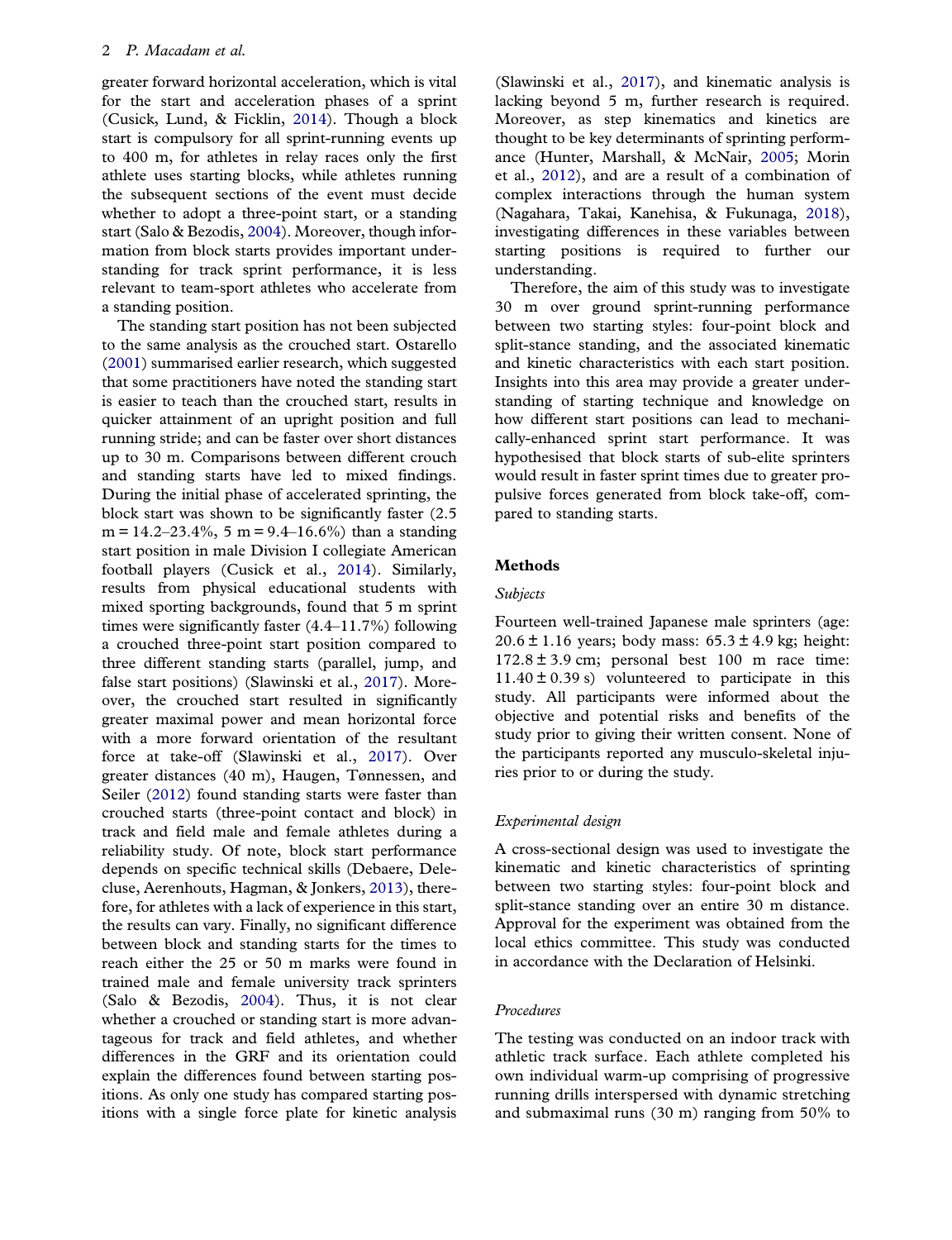greater forward horizontal acceleration, which is vital for the start and acceleration phases of a sprint (Cusick, Lund, & Ficklin, 2014). Though a block start is compulsory for all sprint-running events up to 400 m, for athletes in relay races only the first athlete uses starting blocks, while athletes running the subsequent sections of the event must decide whether to adopt a three-point start, or a standing start (Salo & Bezodis, 2004). Moreover, though information from block starts provides important understanding for track sprint performance, it is less relevant to team-sport athletes who accelerate from a standing position.

The standing start position has not been subjected to the same analysis as the crouched start. Ostarello (2001) summarised earlier research, which suggested that some practitioners have noted the standing start is easier to teach than the crouched start, results in quicker attainment of an upright position and full running stride; and can be faster over short distances up to 30 m. Comparisons between different crouch and standing starts have led to mixed findings. During the initial phase of accelerated sprinting, the block start was shown to be significantly faster (2.5 m = 14.2–23.4%, 5 m = 9.4–16.6%) than a standing start position in male Division I collegiate American football players (Cusick et al., 2014). Similarly, results from physical educational students with mixed sporting backgrounds, found that 5 m sprint times were significantly faster (4.4–11.7%) following a crouched three-point start position compared to three different standing starts (parallel, jump, and false start positions) (Slawinski et al., 2017). Moreover, the crouched start resulted in significantly greater maximal power and mean horizontal force with a more forward orientation of the resultant force at take-off (Slawinski et al., 2017). Over greater distances (40 m), Haugen, Tønnessen, and Seiler (2012) found standing starts were faster than crouched starts (three-point contact and block) in track and field male and female athletes during a reliability study. Of note, block start performance depends on specific technical skills (Debaere, Delecluse, Aerenhouts, Hagman, & Jonkers, 2013), therefore, for athletes with a lack of experience in this start, the results can vary. Finally, no significant difference between block and standing starts for the times to reach either the 25 or 50 m marks were found in trained male and female university track sprinters (Salo & Bezodis, 2004). Thus, it is not clear whether a crouched or standing start is more advantageous for track and field athletes, and whether differences in the GRF and its orientation could explain the differences found between starting positions. As only one study has compared starting positions with a single force plate for kinetic analysis (Slawinski et al., 2017), and kinematic analysis is lacking beyond 5 m, further research is required. Moreover, as step kinematics and kinetics are thought to be key determinants of sprinting performance (Hunter, Marshall, & McNair, 2005; Morin et al., 2012), and are a result of a combination of complex interactions through the human system (Nagahara, Takai, Kanehisa, & Fukunaga, 2018), investigating differences in these variables between starting positions is required to further our understanding.

Therefore, the aim of this study was to investigate 30 m over ground sprint-running performance between two starting styles: four-point block and split-stance standing, and the associated kinematic and kinetic characteristics with each start position. Insights into this area may provide a greater understanding of starting technique and knowledge on how different start positions can lead to mechanically-enhanced sprint start performance. It was hypothesised that block starts of sub-elite sprinters would result in faster sprint times due to greater propulsive forces generated from block take-off, compared to standing starts.

## Methods

### *Subjects*

Fourteen well-trained Japanese male sprinters (age: 20.6 ± 1.16 years; body mass: 65.3 ± 4.9 kg; height: 172.8 ± 3.9 cm; personal best 100 m race time: 11.40 ± 0.39 s) volunteered to participate in this study. All participants were informed about the objective and potential risks and benefits of the study prior to giving their written consent. None of the participants reported any musculo-skeletal injuries prior to or during the study.

### *Experimental design*

A cross-sectional design was used to investigate the kinematic and kinetic characteristics of sprinting between two starting styles: four-point block and split-stance standing over an entire 30 m distance. Approval for the experiment was obtained from the local ethics committee. This study was conducted in accordance with the Declaration of Helsinki.

### *Procedures*

The testing was conducted on an indoor track with athletic track surface. Each athlete completed his own individual warm-up comprising of progressive running drills interspersed with dynamic stretching and submaximal runs (30 m) ranging from 50% to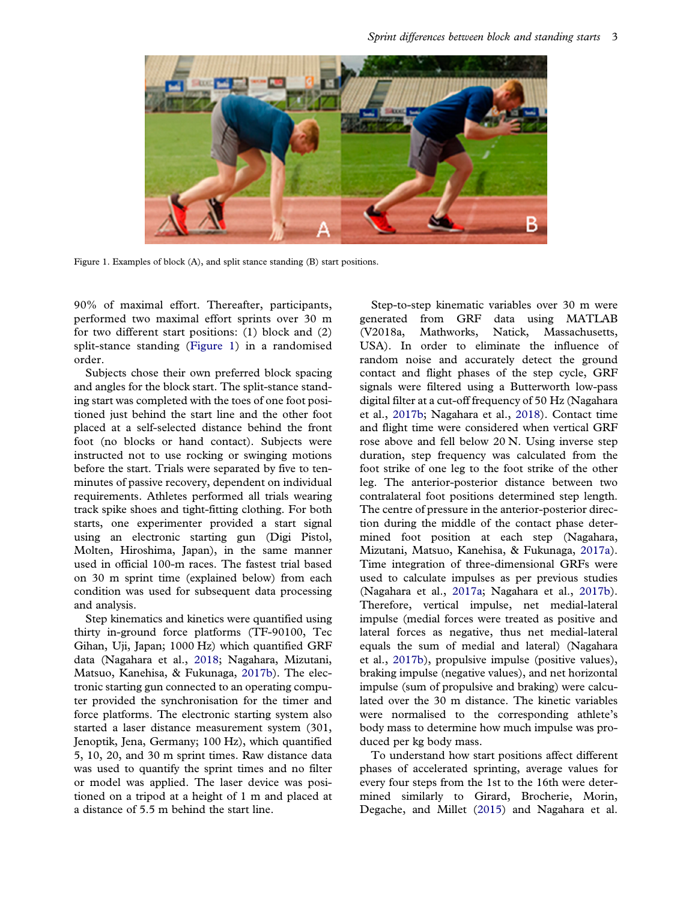Figure 1. Examples of block (A), and split stance standing (B) start positions.

90% of maximal effort. Thereafter, participants, performed two maximal effort sprints over 30 m for two different start positions: (1) block and (2) split-stance standing (Figure 1) in a randomised order.

Subjects chose their own preferred block spacing and angles for the block start. The split-stance standing start was completed with the toes of one foot positioned just behind the start line and the other foot placed at a self-selected distance behind the front foot (no blocks or hand contact). Subjects were instructed not to use rocking or swinging motions before the start. Trials were separated by five to ten-minutes of passive recovery, dependent on individual requirements. Athletes performed all trials wearing track spike shoes and tight-fitting clothing. For both starts, one experimenter provided a start signal using an electronic starting gun (Digi Pistol, Molten, Hiroshima, Japan), in the same manner used in official 100-m races. The fastest trial based on 30 m sprint time (explained below) from each condition was used for subsequent data processing and analysis.

Step kinematics and kinetics were quantified using thirty in-ground force platforms (TF-90100, Tec Gihan, Uji, Japan; 1000 Hz) which quantified GRF data (Nagahara et al., 2018; Nagahara, Mizutani, Matsuo, Kanehisa, & Fukunaga, 2017b). The electronic starting gun connected to an operating computer provided the synchronisation for the timer and force platforms. The electronic starting system also started a laser distance measurement system (301, Jenoptik, Jena, Germany; 100 Hz), which quantified 5, 10, 20, and 30 m sprint times. Raw distance data was used to quantify the sprint times and no filter or model was applied. The laser device was positioned on a tripod at a height of 1 m and placed at a distance of 5.5 m behind the start line.

Step-to-step kinematic variables over 30 m were generated from GRF data using MATLAB (V2018a, Mathworks, Natick, Massachusetts, USA). In order to eliminate the influence of random noise and accurately detect the ground contact and flight phases of the step cycle, GRF signals were filtered using a Butterworth low-pass digital filter at a cut-off frequency of 50 Hz (Nagahara et al., 2017b; Nagahara et al., 2018). Contact time and flight time were considered when vertical GRF rose above and fell below 20 N. Using inverse step duration, step frequency was calculated from the foot strike of one leg to the foot strike of the other leg. The anterior-posterior distance between two contralateral foot positions determined step length. The centre of pressure in the anterior-posterior direction during the middle of the contact phase determined foot position at each step (Nagahara, Mizutani, Matsuo, Kanehisa, & Fukunaga, 2017a). Time integration of three-dimensional GRFs were used to calculate impulses as per previous studies (Nagahara et al., 2017a; Nagahara et al., 2017b). Therefore, vertical impulse, net medial-lateral impulse (medial forces were treated as positive and lateral forces as negative, thus net medial-lateral equals the sum of medial and lateral) (Nagahara et al., 2017b), propulsive impulse (positive values), braking impulse (negative values), and net horizontal impulse (sum of propulsive and braking) were calculated over the 30 m distance. The kinetic variables were normalised to the corresponding athlete's body mass to determine how much impulse was produced per kg body mass.

To understand how start positions affect different phases of accelerated sprinting, average values for every four steps from the 1st to the 16th were determined similarly to Girard, Brocherie, Morin, Degache, and Millet (2015) and Nagahara et al.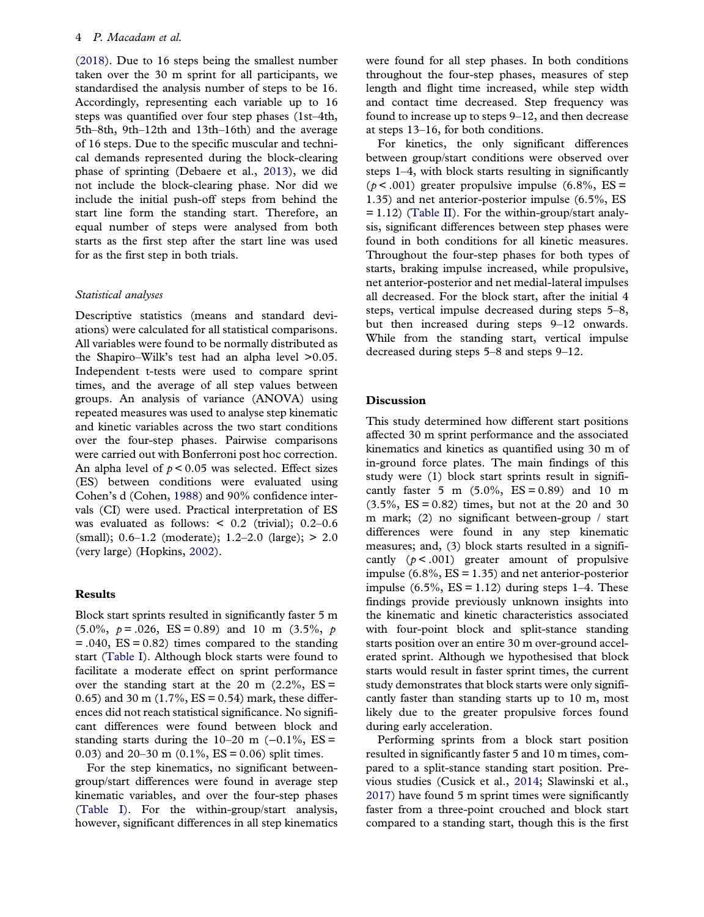(2018). Due to 16 steps being the smallest number taken over the 30 m sprint for all participants, we standardised the analysis number of steps to be 16. Accordingly, representing each variable up to 16 steps was quantified over four step phases (1st–4th, 5th–8th, 9th–12th and 13th–16th) and the average of 16 steps. Due to the specific muscular and technical demands represented during the block-clearing phase of sprinting (Debaere et al., 2013), we did not include the block-clearing phase. Nor did we include the initial push-off steps from behind the start line form the standing start. Therefore, an equal number of steps were analysed from both starts as the first step after the start line was used for as the first step in both trials.

### *Statistical analyses*

Descriptive statistics (means and standard deviations) were calculated for all statistical comparisons. All variables were found to be normally distributed as the Shapiro–Wilk's test had an alpha level >0.05. Independent t-tests were used to compare sprint times, and the average of all step values between groups. An analysis of variance (ANOVA) using repeated measures was used to analyse step kinematic and kinetic variables across the two start conditions over the four-step phases. Pairwise comparisons were carried out with Bonferroni post hoc correction. An alpha level of $p < 0.05$ was selected. Effect sizes (ES) between conditions were evaluated using Cohen's d (Cohen, 1988) and 90% confidence intervals (CI) were used. Practical interpretation of ES was evaluated as follows: < 0.2 (trivial); 0.2–0.6 (small); 0.6–1.2 (moderate); 1.2–2.0 (large); > 2.0 (very large) (Hopkins, 2002).

## Results

Block start sprints resulted in significantly faster 5 m (5.0%, $p = .026$, ES = 0.89) and 10 m (3.5%, $p = .040$, ES = 0.82) times compared to the standing start (Table I). Although block starts were found to facilitate a moderate effect on sprint performance over the standing start at the 20 m (2.2%, ES = 0.65) and 30 m (1.7%, ES = 0.54) mark, these differences did not reach statistical significance. No significant differences were found between block and standing starts during the 10–20 m (−0.1%, ES = 0.03) and 20–30 m (0.1%, ES = 0.06) split times.

For the step kinematics, no significant between-group/start differences were found in average step kinematic variables, and over the four-step phases (Table I). For the within-group/start analysis, however, significant differences in all step kinematics were found for all step phases. In both conditions throughout the four-step phases, measures of step length and flight time increased, while step width and contact time decreased. Step frequency was found to increase up to steps 9–12, and then decrease at steps 13–16, for both conditions.

For kinetics, the only significant differences between group/start conditions were observed over steps 1–4, with block starts resulting in significantly ($p < .001$) greater propulsive impulse (6.8%, ES = 1.35) and net anterior-posterior impulse (6.5%, ES = 1.12) (Table II). For the within-group/start analysis, significant differences between step phases were found in both conditions for all kinetic measures. Throughout the four-step phases for both types of starts, braking impulse increased, while propulsive, net anterior-posterior and net medial-lateral impulses all decreased. For the block start, after the initial 4 steps, vertical impulse decreased during steps 5–8, but then increased during steps 9–12 onwards. While from the standing start, vertical impulse decreased during steps 5–8 and steps 9–12.

## Discussion

This study determined how different start positions affected 30 m sprint performance and the associated kinematics and kinetics as quantified using 30 m of in-ground force plates. The main findings of this study were (1) block start sprints result in significantly faster 5 m (5.0%, ES = 0.89) and 10 m (3.5%, ES = 0.82) times, but not at the 20 and 30 m mark; (2) no significant between-group / start differences were found in any step kinematic measures; and, (3) block starts resulted in a significantly ($p < .001$) greater amount of propulsive impulse (6.8%, ES = 1.35) and net anterior-posterior impulse (6.5%, ES = 1.12) during steps 1–4. These findings provide previously unknown insights into the kinematic and kinetic characteristics associated with four-point block and split-stance standing starts position over an entire 30 m over-ground accelerated sprint. Although we hypothesised that block starts would result in faster sprint times, the current study demonstrates that block starts were only significantly faster than standing starts up to 10 m, most likely due to the greater propulsive forces found during early acceleration.

Performing sprints from a block start position resulted in significantly faster 5 and 10 m times, compared to a split-stance standing start position. Previous studies (Cusick et al., 2014; Slawinski et al., 2017) have found 5 m sprint times were significantly faster from a three-point crouched and block start compared to a standing start, though this is the first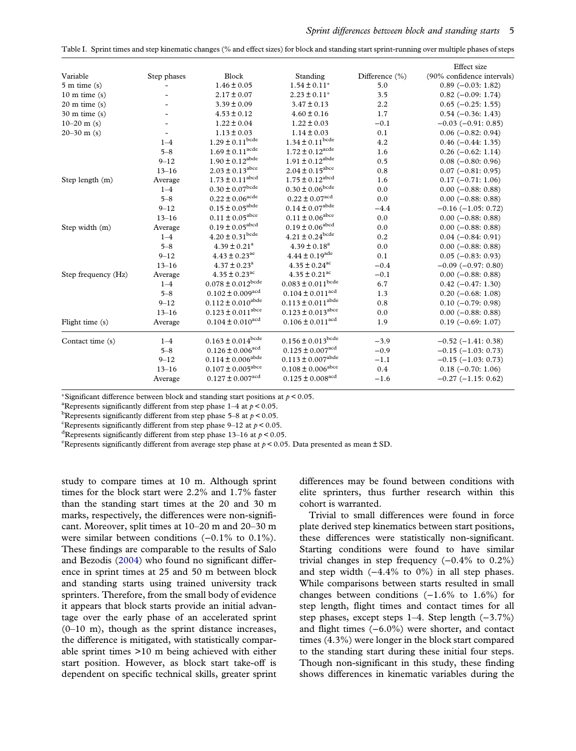Table I. Sprint times and step kinematic changes (% and effect sizes) for block and standing start sprint-running over multiple phases of steps

| Variable | Step phases | Block | Standing | Difference (%) | Effect size (90% confidence intervals) |
|---|---|---|---|---|---|
| 5 m time (s) | - | 1.46 ± 0.05 | 1.54 ± 0.11* | 5.0 | 0.89 (−0.03: 1.82) |
| 10 m time (s) | - | 2.17 ± 0.07 | 2.23 ± 0.11* | 3.5 | 0.82 (−0.09: 1.74) |
| 20 m time (s) | - | 3.39 ± 0.09 | 3.47 ± 0.13 | 2.2 | 0.65 (−0.25: 1.55) |
| 30 m time (s) | - | 4.53 ± 0.12 | 4.60 ± 0.16 | 1.7 | 0.54 (−0.36: 1.43) |
| 10–20 m (s) | - | 1.22 ± 0.04 | 1.22 ± 0.03 | −0.1 | −0.03 (−0.91: 0.85) |
| 20–30 m (s) | - | 1.13 ± 0.03 | 1.14 ± 0.03 | 0.1 | 0.06 (−0.82: 0.94) |
| | 1–4 | 1.29 ± 0.11[bcde] | 1.34 ± 0.11[bcde] | 4.2 | 0.46 (−0.44: 1.35) |
| | 5–8 | 1.69 ± 0.11[acde] | 1.72 ± 0.12[acde] | 1.6 | 0.26 (−0.62: 1.14) |
| | 9–12 | 1.90 ± 0.12[abde] | 1.91 ± 0.12[abde] | 0.5 | 0.08 (−0.80: 0.96) |
| | 13–16 | 2.03 ± 0.13[abce] | 2.04 ± 0.15[abce] | 0.8 | 0.07 (−0.81: 0.95) |
| Step length (m) | Average | 1.73 ± 0.11[abcd] | 1.75 ± 0.12[abcd] | 1.6 | 0.17 (−0.71: 1.06) |
| | 1–4 | 0.30 ± 0.07[bcde] | 0.30 ± 0.06[bcde] | 0.0 | 0.00 (−0.88: 0.88) |
| | 5–8 | 0.22 ± 0.06[acde] | 0.22 ± 0.07[acd] | 0.0 | 0.00 (−0.88: 0.88) |
| | 9–12 | 0.15 ± 0.05[abde] | 0.14 ± 0.07[abde] | −4.4 | −0.16 (−1.05: 0.72) |
| | 13–16 | 0.11 ± 0.05[abce] | 0.11 ± 0.06[abce] | 0.0 | 0.00 (−0.88: 0.88) |
| Step width (m) | Average | 0.19 ± 0.05[abcd] | 0.19 ± 0.06[abcd] | 0.0 | 0.00 (−0.88: 0.88) |
| | 1–4 | 4.20 ± 0.31[bcde] | 4.21 ± 0.24[bcde] | 0.2 | 0.04 (−0.84: 0.91) |
| | 5–8 | 4.39 ± 0.21[a] | 4.39 ± 0.18[a] | 0.0 | 0.00 (−0.88: 0.88) |
| | 9–12 | 4.43 ± 0.23[ae] | 4.44 ± 0.19[ade] | 0.1 | 0.05 (−0.83: 0.93) |
| | 13–16 | 4.37 ± 0.23[a] | 4.35 ± 0.24[ac] | −0.4 | −0.09 (−0.97: 0.80) |
| Step frequency (Hz) | Average | 4.35 ± 0.23[ac] | 4.35 ± 0.21[ac] | −0.1 | 0.00 (−0.88: 0.88) |
| | 1–4 | 0.078 ± 0.012[bcde] | 0.083 ± 0.011[bcde] | 6.7 | 0.42 (−0.47: 1.30) |
| | 5–8 | 0.102 ± 0.009[acd] | 0.104 ± 0.011[acd] | 1.3 | 0.20 (−0.68: 1.08) |
| | 9–12 | 0.112 ± 0.010[abde] | 0.113 ± 0.011[abde] | 0.8 | 0.10 (−0.79: 0.98) |
| | 13–16 | 0.123 ± 0.011[abce] | 0.123 ± 0.013[abce] | 0.0 | 0.00 (−0.88: 0.88) |
| Flight time (s) | Average | 0.104 ± 0.010[acd] | 0.106 ± 0.011[acd] | 1.9 | 0.19 (−0.69: 1.07) |
| Contact time (s) | 1–4 | 0.163 ± 0.014[bcde] | 0.156 ± 0.013[bcde] | −3.9 | −0.52 (−1.41: 0.38) |
| | 5–8 | 0.126 ± 0.006[acd] | 0.125 ± 0.007[acd] | −0.9 | −0.15 (−1.03: 0.73) |
| | 9–12 | 0.114 ± 0.006[abde] | 0.113 ± 0.007[abde] | −1.1 | −0.15 (−1.03: 0.73) |
| | 13–16 | 0.107 ± 0.005[abce] | 0.108 ± 0.006[abce] | 0.4 | 0.18 (−0.70: 1.06) |
| | Average | 0.127 ± 0.007[acd] | 0.125 ± 0.008[acd] | −1.6 | −0.27 (−1.15: 0.62) |

*Significant difference between block and standing start positions at $p < 0.05$.
[a]Represents significantly different from step phase 1–4 at $p < 0.05$.
[b]Represents significantly different from step phase 5–8 at $p < 0.05$.
[c]Represents significantly different from step phase 9–12 at $p < 0.05$.
[d]Represents significantly different from step phase 13–16 at $p < 0.05$.
[e]Represents significantly different from average step phase at $p < 0.05$. Data presented as mean ± SD.

study to compare times at 10 m. Although sprint times for the block start were 2.2% and 1.7% faster than the standing start times at the 20 and 30 m marks, respectively, the differences were non-significant. Moreover, split times at 10–20 m and 20–30 m were similar between conditions (−0.1% to 0.1%). These findings are comparable to the results of Salo and Bezodis (2004) who found no significant difference in sprint times at 25 and 50 m between block and standing starts using trained university track sprinters. Therefore, from the small body of evidence it appears that block starts provide an advantage over the early phase of an accelerated sprint (0–10 m), though as the sprint distance increases, the difference is mitigated, with statistically comparable sprint times >10 m being achieved with either start position. However, as block start take-off is dependent on specific technical skills, greater sprint differences may be found between conditions with elite sprinters, thus further research within this cohort is warranted.

Trivial to small differences were found in force plate derived step kinematics between start positions, these differences were statistically non-significant. Starting conditions were found to have similar trivial changes in step frequency (−0.4% to 0.2%) and step width (−4.4% to 0%) in all step phases. While comparisons between starts resulted in small changes between conditions (−1.6% to 1.6%) for step length, flight times and contact times for all step phases, except steps 1–4. Step length (−3.7%) and flight times (−6.0%) were shorter, and contact times (4.3%) were longer in the block start compared to the standing start during these initial four steps. Though non-significant in this study, these finding shows differences in kinematic variables during the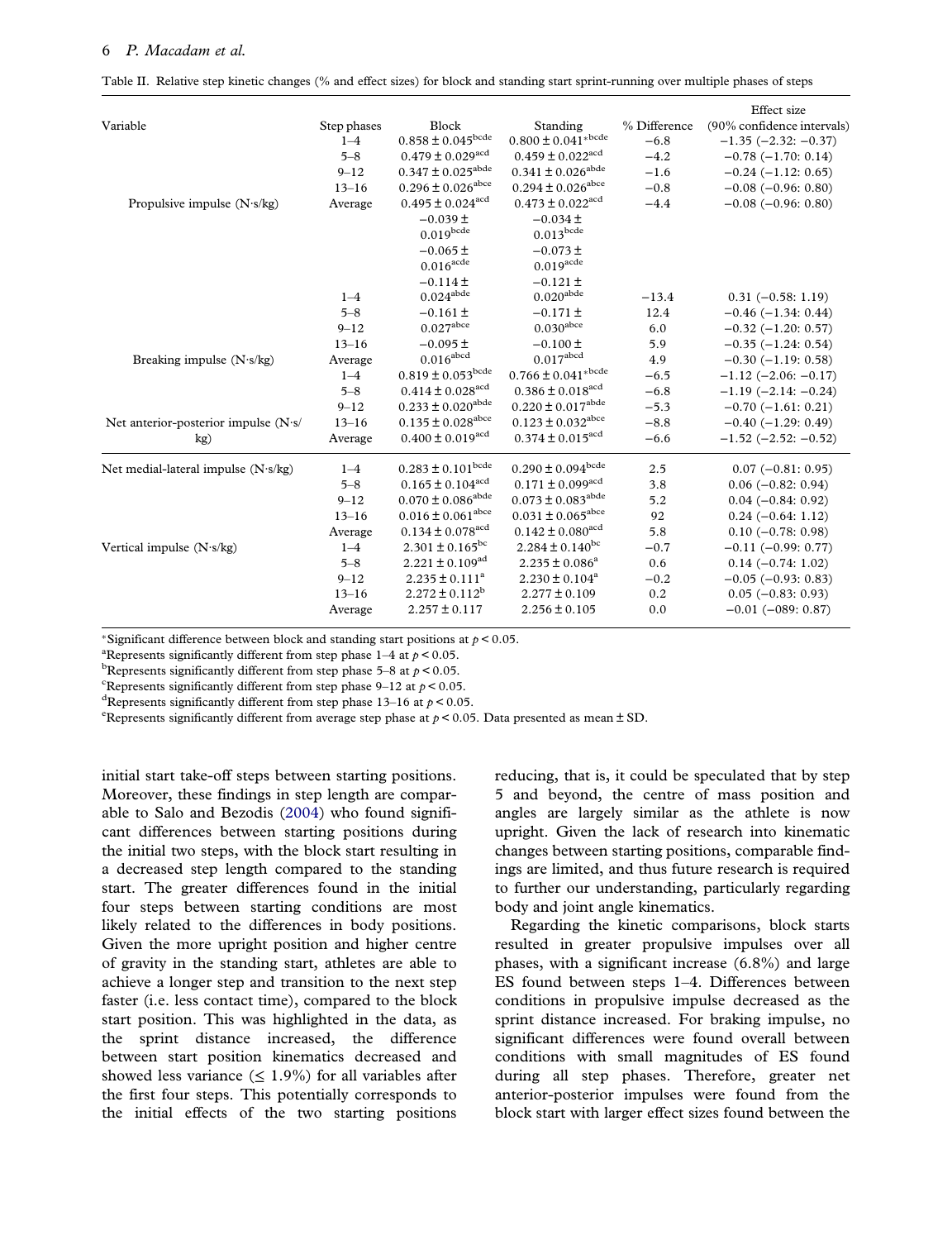Table II. Relative step kinetic changes (% and effect sizes) for block and standing start sprint-running over multiple phases of steps

| Variable | Step phases | Block | Standing | % Difference | Effect size (90% confidence intervals) |
|---|---|---|---|---|---|
| Propulsive impulse (N·s/kg) | 1–4 | $0.858 \pm 0.045^{bcde}$ | $0.800 \pm 0.041^{*bcde}$ | −6.8 | −1.35 (−2.32: −0.37) |
| | 5–8 | $0.479 \pm 0.029^{acd}$ | $0.459 \pm 0.022^{acd}$ | −4.2 | −0.78 (−1.70: 0.14) |
| | 9–12 | $0.347 \pm 0.025^{abde}$ | $0.341 \pm 0.026^{abde}$ | −1.6 | −0.24 (−1.12: 0.65) |
| | 13–16 | $0.296 \pm 0.026^{abce}$ | $0.294 \pm 0.026^{abce}$ | −0.8 | −0.08 (−0.96: 0.80) |
| | Average | $0.495 \pm 0.024^{acd}$ | $0.473 \pm 0.022^{acd}$ | −4.4 | −0.08 (−0.96: 0.80) |
| Breaking impulse (N·s/kg) | 1–4 | $-0.039 \pm 0.019^{bcde}$ | $-0.034 \pm 0.013^{bcde}$ | −13.4 | 0.31 (−0.58: 1.19) |
| | 5–8 | $-0.065 \pm 0.016^{acde}$ | $-0.073 \pm 0.019^{acde}$ | 12.4 | −0.46 (−1.34: 0.44) |
| | 9–12 | $-0.114 \pm 0.024^{abde}$ | $-0.121 \pm 0.020^{abde}$ | 6.0 | −0.32 (−1.20: 0.57) |
| | 13–16 | $-0.161 \pm 0.027^{abce}$ | $-0.171 \pm 0.030^{abce}$ | 5.9 | −0.35 (−1.24: 0.54) |
| | Average | $-0.095 \pm 0.016^{abcd}$ | $-0.100 \pm 0.017^{abcd}$ | 4.9 | −0.30 (−1.19: 0.58) |
| Net anterior-posterior impulse (N·s/kg) | 1–4 | $0.819 \pm 0.053^{bcde}$ | $0.766 \pm 0.041^{*bcde}$ | −6.5 | −1.12 (−2.06: −0.17) |
| | 5–8 | $0.414 \pm 0.028^{acd}$ | $0.386 \pm 0.018^{acd}$ | −6.8 | −1.19 (−2.14: −0.24) |
| | 9–12 | $0.233 \pm 0.020^{abde}$ | $0.220 \pm 0.017^{abde}$ | −5.3 | −0.70 (−1.61: 0.21) |
| | 13–16 | $0.135 \pm 0.028^{abce}$ | $0.123 \pm 0.032^{abce}$ | −8.8 | −0.40 (−1.29: 0.49) |
| | Average | $0.400 \pm 0.019^{acd}$ | $0.374 \pm 0.015^{acd}$ | −6.6 | −1.52 (−2.52: −0.52) |
| Net medial-lateral impulse (N·s/kg) | 1–4 | $0.283 \pm 0.101^{bcde}$ | $0.290 \pm 0.094^{bcde}$ | 2.5 | 0.07 (−0.81: 0.95) |
| | 5–8 | $0.165 \pm 0.104^{acd}$ | $0.171 \pm 0.099^{acd}$ | 3.8 | 0.06 (−0.82: 0.94) |
| | 9–12 | $0.070 \pm 0.086^{abde}$ | $0.073 \pm 0.083^{abde}$ | 5.2 | 0.04 (−0.84: 0.92) |
| | 13–16 | $0.016 \pm 0.061^{abce}$ | $0.031 \pm 0.065^{abce}$ | 92 | 0.24 (−0.64: 1.12) |
| | Average | $0.134 \pm 0.078^{acd}$ | $0.142 \pm 0.080^{acd}$ | 5.8 | 0.10 (−0.78: 0.98) |
| Vertical impulse (N·s/kg) | 1–4 | $2.301 \pm 0.165^{bc}$ | $2.284 \pm 0.140^{bc}$ | −0.7 | −0.11 (−0.99: 0.77) |
| | 5–8 | $2.221 \pm 0.109^{ad}$ | $2.235 \pm 0.086^{a}$ | 0.6 | 0.14 (−0.74: 1.02) |
| | 9–12 | $2.235 \pm 0.111^{a}$ | $2.230 \pm 0.104^{a}$ | −0.2 | −0.05 (−0.93: 0.83) |
| | 13–16 | $2.272 \pm 0.112^{b}$ | $2.277 \pm 0.109$ | 0.2 | 0.05 (−0.83: 0.93) |
| | Average | $2.257 \pm 0.117$ | $2.256 \pm 0.105$ | 0.0 | −0.01 (−089: 0.87) |

*Significant difference between block and standing start positions at $p < 0.05$.
[a]Represents significantly different from step phase 1–4 at $p < 0.05$.
[b]Represents significantly different from step phase 5–8 at $p < 0.05$.
[c]Represents significantly different from step phase 9–12 at $p < 0.05$.
[d]Represents significantly different from step phase 13–16 at $p < 0.05$.
[e]Represents significantly different from average step phase at $p < 0.05$. Data presented as mean ± SD.

initial start take-off steps between starting positions. Moreover, these findings in step length are comparable to Salo and Bezodis (2004) who found significant differences between starting positions during the initial two steps, with the block start resulting in a decreased step length compared to the standing start. The greater differences found in the initial four steps between starting conditions are most likely related to the differences in body positions. Given the more upright position and higher centre of gravity in the standing start, athletes are able to achieve a longer step and transition to the next step faster (i.e. less contact time), compared to the block start position. This was highlighted in the data, as the sprint distance increased, the difference between start position kinematics decreased and showed less variance (≤ 1.9%) for all variables after the first four steps. This potentially corresponds to the initial effects of the two starting positions reducing, that is, it could be speculated that by step 5 and beyond, the centre of mass position and angles are largely similar as the athlete is now upright. Given the lack of research into kinematic changes between starting positions, comparable findings are limited, and thus future research is required to further our understanding, particularly regarding body and joint angle kinematics.

Regarding the kinetic comparisons, block starts resulted in greater propulsive impulses over all phases, with a significant increase (6.8%) and large ES found between steps 1–4. Differences between conditions in propulsive impulse decreased as the sprint distance increased. For braking impulse, no significant differences were found overall between conditions with small magnitudes of ES found during all step phases. Therefore, greater net anterior-posterior impulses were found from the block start with larger effect sizes found between the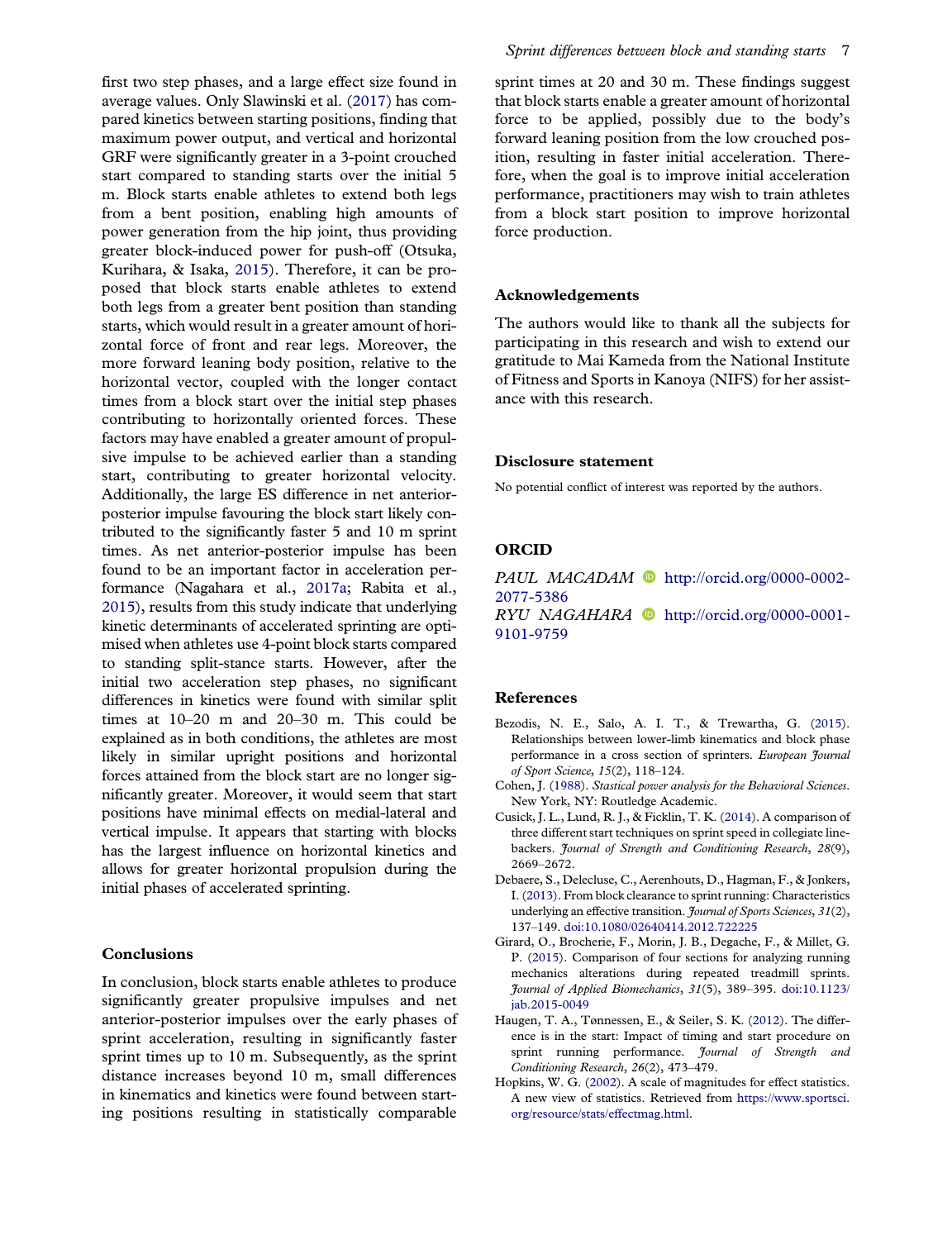first two step phases, and a large effect size found in average values. Only Slawinski et al. (2017) has compared kinetics between starting positions, finding that maximum power output, and vertical and horizontal GRF were significantly greater in a 3-point crouched start compared to standing starts over the initial 5 m. Block starts enable athletes to extend both legs from a bent position, enabling high amounts of power generation from the hip joint, thus providing greater block-induced power for push-off (Otsuka, Kurihara, & Isaka, 2015). Therefore, it can be proposed that block starts enable athletes to extend both legs from a greater bent position than standing starts, which would result in a greater amount of horizontal force of front and rear legs. Moreover, the more forward leaning body position, relative to the horizontal vector, coupled with the longer contact times from a block start over the initial step phases contributing to horizontally oriented forces. These factors may have enabled a greater amount of propulsive impulse to be achieved earlier than a standing start, contributing to greater horizontal velocity. Additionally, the large ES difference in net anterior-posterior impulse favouring the block start likely contributed to the significantly faster 5 and 10 m sprint times. As net anterior-posterior impulse has been found to be an important factor in acceleration performance (Nagahara et al., 2017a; Rabita et al., 2015), results from this study indicate that underlying kinetic determinants of accelerated sprinting are optimised when athletes use 4-point block starts compared to standing split-stance starts. However, after the initial two acceleration step phases, no significant differences in kinetics were found with similar split times at 10–20 m and 20–30 m. This could be explained as in both conditions, the athletes are most likely in similar upright positions and horizontal forces attained from the block start are no longer significantly greater. Moreover, it would seem that start positions have minimal effects on medial-lateral and vertical impulse. It appears that starting with blocks has the largest influence on horizontal kinetics and allows for greater horizontal propulsion during the initial phases of accelerated sprinting.

## Conclusions

In conclusion, block starts enable athletes to produce significantly greater propulsive impulses and net anterior-posterior impulses over the early phases of sprint acceleration, resulting in significantly faster sprint times up to 10 m. Subsequently, as the sprint distance increases beyond 10 m, small differences in kinematics and kinetics were found between starting positions resulting in statistically comparable sprint times at 20 and 30 m. These findings suggest that block starts enable a greater amount of horizontal force to be applied, possibly due to the body's forward leaning position from the low crouched position, resulting in faster initial acceleration. Therefore, when the goal is to improve initial acceleration performance, practitioners may wish to train athletes from a block start position to improve horizontal force production.

## Acknowledgements

The authors would like to thank all the subjects for participating in this research and wish to extend our gratitude to Mai Kameda from the National Institute of Fitness and Sports in Kanoya (NIFS) for her assistance with this research.

## Disclosure statement

No potential conflict of interest was reported by the authors.

## ORCID

*PAUL MACADAM* http://orcid.org/0000-0002-2077-5386
*RYU NAGAHARA* http://orcid.org/0000-0001-9101-9759

## References

Bezodis, N. E., Salo, A. I. T., & Trewartha, G. (2015). Relationships between lower-limb kinematics and block phase performance in a cross section of sprinters. *European Journal of Sport Science*, *15*(2), 118–124.

Cohen, J. (1988). *Stastical power analysis for the Behavioral Sciences*. New York, NY: Routledge Academic.

Cusick, J. L., Lund, R. J., & Ficklin, T. K. (2014). A comparison of three different start techniques on sprint speed in collegiate linebackers. *Journal of Strength and Conditioning Research*, *28*(9), 2669–2672.

Debaere, S., Delecluse, C., Aerenhouts, D., Hagman, F., & Jonkers, I. (2013). From block clearance to sprint running: Characteristics underlying an effective transition. *Journal of Sports Sciences*, *31*(2), 137–149. doi:10.1080/02640414.2012.722225

Girard, O., Brocherie, F., Morin, J. B., Degache, F., & Millet, G. P. (2015). Comparison of four sections for analyzing running mechanics alterations during repeated treadmill sprints. *Journal of Applied Biomechanics*, *31*(5), 389–395. doi:10.1123/jab.2015-0049

Haugen, T. A., Tønnessen, E., & Seiler, S. K. (2012). The difference is in the start: Impact of timing and start procedure on sprint running performance. *Journal of Strength and Conditioning Research*, *26*(2), 473–479.

Hopkins, W. G. (2002). A scale of magnitudes for effect statistics. A new view of statistics. Retrieved from https://www.sportsci.org/resource/stats/effectmag.html.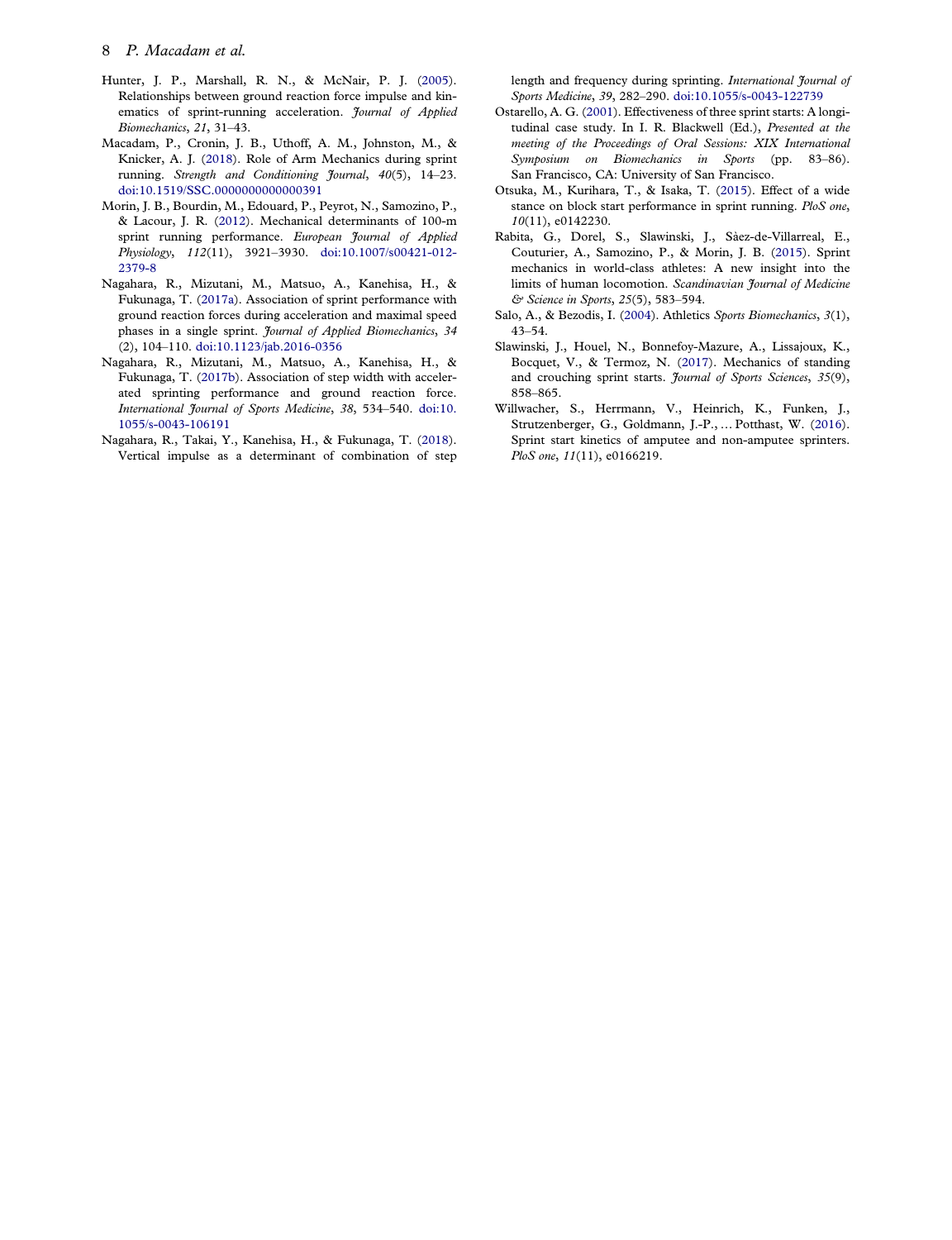Hunter, J. P., Marshall, R. N., & McNair, P. J. (2005). Relationships between ground reaction force impulse and kinematics of sprint-running acceleration. *Journal of Applied Biomechanics*, *21*, 31–43.

Macadam, P., Cronin, J. B., Uthoff, A. M., Johnston, M., & Knicker, A. J. (2018). Role of Arm Mechanics during sprint running. *Strength and Conditioning Journal*, *40*(5), 14–23. doi:10.1519/SSC.0000000000000391

Morin, J. B., Bourdin, M., Edouard, P., Peyrot, N., Samozino, P., & Lacour, J. R. (2012). Mechanical determinants of 100-m sprint running performance. *European Journal of Applied Physiology*, *112*(11), 3921–3930. doi:10.1007/s00421-012-2379-8

Nagahara, R., Mizutani, M., Matsuo, A., Kanehisa, H., & Fukunaga, T. (2017a). Association of sprint performance with ground reaction forces during acceleration and maximal speed phases in a single sprint. *Journal of Applied Biomechanics*, *34* (2), 104–110. doi:10.1123/jab.2016-0356

Nagahara, R., Mizutani, M., Matsuo, A., Kanehisa, H., & Fukunaga, T. (2017b). Association of step width with accelerated sprinting performance and ground reaction force. *International Journal of Sports Medicine*, *38*, 534–540. doi:10.1055/s-0043-106191

Nagahara, R., Takai, Y., Kanehisa, H., & Fukunaga, T. (2018). Vertical impulse as a determinant of combination of step length and frequency during sprinting. *International Journal of Sports Medicine*, *39*, 282–290. doi:10.1055/s-0043-122739

Ostarello, A. G. (2001). Effectiveness of three sprint starts: A longitudinal case study. In I. R. Blackwell (Ed.), *Presented at the meeting of the Proceedings of Oral Sessions: XIX International Symposium on Biomechanics in Sports* (pp. 83–86). San Francisco, CA: University of San Francisco.

Otsuka, M., Kurihara, T., & Isaka, T. (2015). Effect of a wide stance on block start performance in sprint running. *PloS one*, *10*(11), e0142230.

Rabita, G., Dorel, S., Slawinski, J., Sàez-de-Villarreal, E., Couturier, A., Samozino, P., & Morin, J. B. (2015). Sprint mechanics in world-class athletes: A new insight into the limits of human locomotion. *Scandinavian Journal of Medicine & Science in Sports*, *25*(5), 583–594.

Salo, A., & Bezodis, I. (2004). Athletics *Sports Biomechanics*, *3*(1), 43–54.

Slawinski, J., Houel, N., Bonnefoy-Mazure, A., Lissajoux, K., Bocquet, V., & Termoz, N. (2017). Mechanics of standing and crouching sprint starts. *Journal of Sports Sciences*, *35*(9), 858–865.

Willwacher, S., Herrmann, V., Heinrich, K., Funken, J., Strutzenberger, G., Goldmann, J.-P., … Potthast, W. (2016). Sprint start kinetics of amputee and non-amputee sprinters. *PloS one*, *11*(11), e0166219.